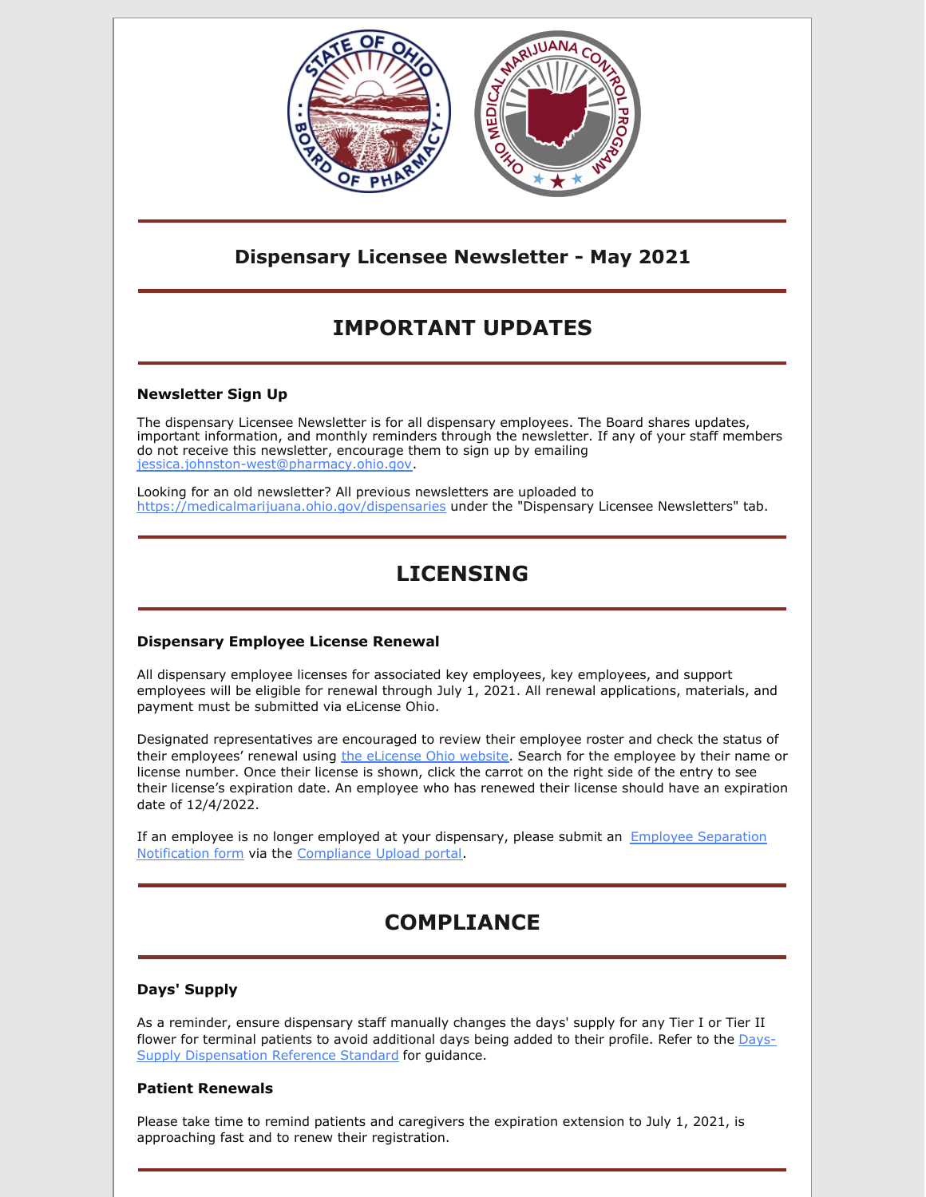# Dispensary Licensee Newsletter - May 2021

## IMPORTANT UPDATES

### Newsletter Sign Up

The dispensary Licensee Newsletter is for all dispensary employees. The Board shares updates, important information, and monthly reminders through the newsletter. If any of your staff members do not receive this newsletter, encourage them to sign up by emailing jessica.johnston-west@pharmacy.ohio.gov.

Looking for an old newsletter? All previous newsletters are uploaded to https://medicalmarijuana.ohio.gov/dispensaries under the "Dispensary Licensee Newsletters" tab.

## LICENSING

### Dispensary Employee License Renewal

All dispensary employee licenses for associated key employees, key employees, and support employees will be eligible for renewal through July 1, 2021. All renewal applications, materials, and payment must be submitted via eLicense Ohio.

Designated representatives are encouraged to review their employee roster and check the status of their employees' renewal using the eLicense Ohio website. Search for the employee by their name or license number. Once their license is shown, click the carrot on the right side of the entry to see their license's expiration date. An employee who has renewed their license should have an expiration date of 12/4/2022.

If an employee is no longer employed at your dispensary, please submit an Employee Separation Notification form via the Compliance Upload portal.

## COMPLIANCE

### Days' Supply

As a reminder, ensure dispensary staff manually changes the days' supply for any Tier I or Tier II flower for terminal patients to avoid additional days being added to their profile. Refer to the Days-Supply Dispensation Reference Standard for guidance.

### Patient Renewals

Please take time to remind patients and caregivers the expiration extension to July 1, 2021, is approaching fast and to renew their registration.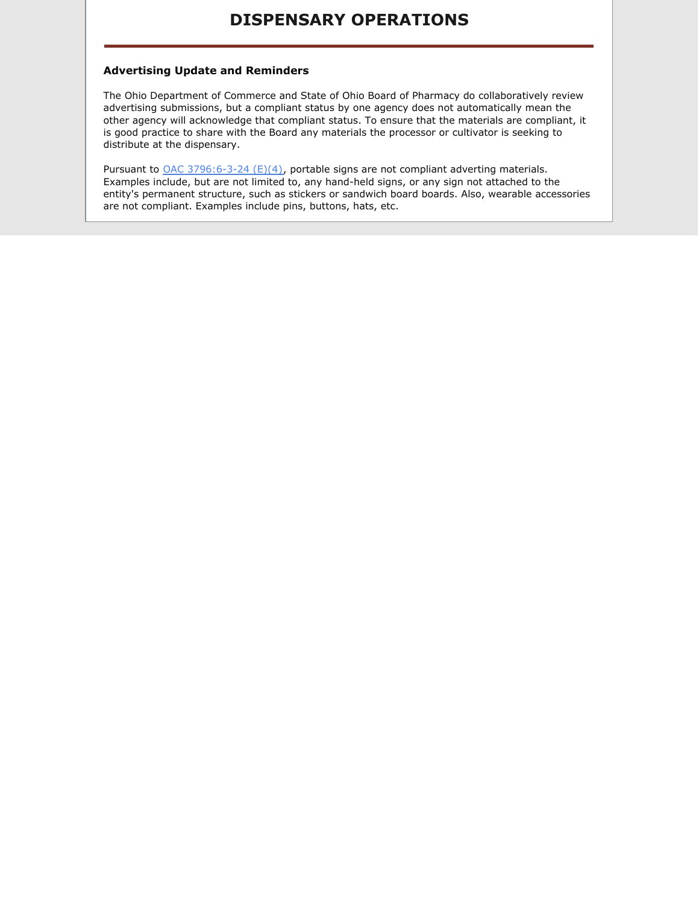# DISPENSARY OPERATIONS

### Advertising Update and Reminders

The Ohio Department of Commerce and State of Ohio Board of Pharmacy do collaboratively review advertising submissions, but a compliant status by one agency does not automatically mean the other agency will acknowledge that compliant status. To ensure that the materials are compliant, it is good practice to share with the Board any materials the processor or cultivator is seeking to distribute at the dispensary.

Pursuant to OAC 3796:6-3-24 (E)(4), portable signs are not compliant adverting materials. Examples include, but are not limited to, any hand-held signs, or any sign not attached to the entity's permanent structure, such as stickers or sandwich board boards. Also, wearable accessories are not compliant. Examples include pins, buttons, hats, etc.